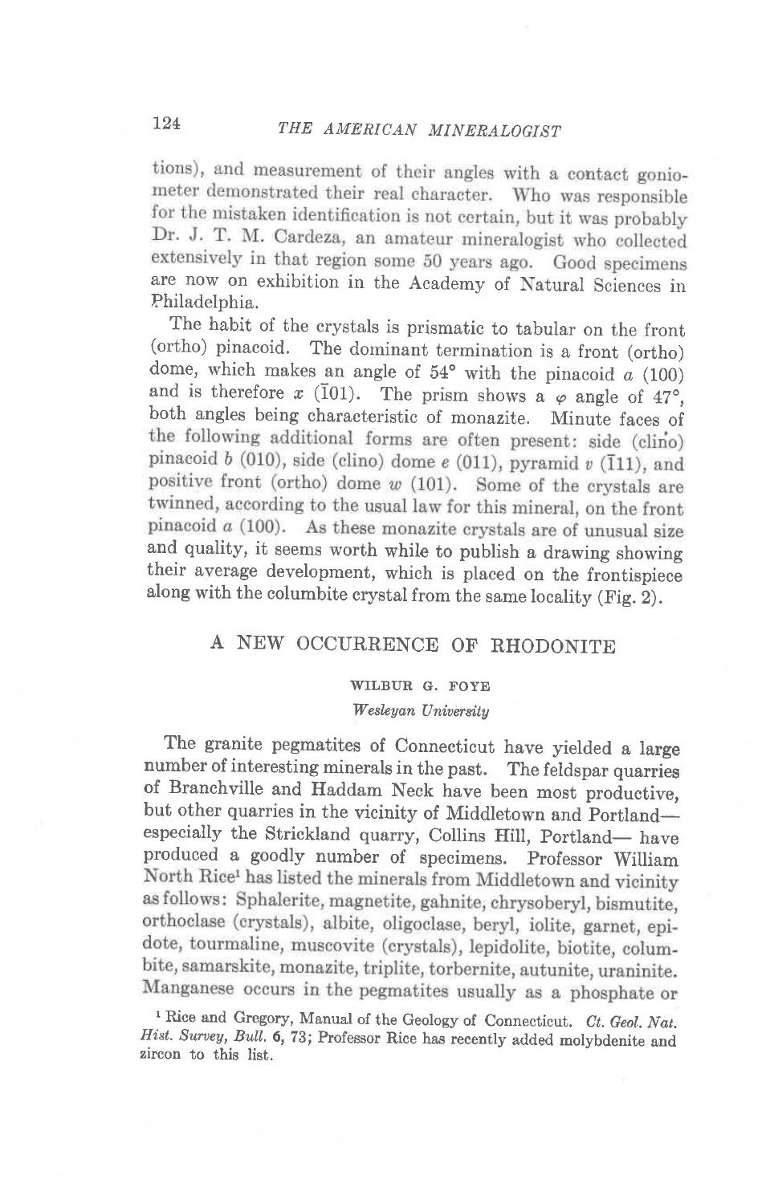tions), and measurement of their angles with a contact goniometer demonstrated their real character. Who was responsible for the mistaken identification is not certain, but it was probably Dr. J. T. M. Cardeza, an amateur mineralogist who collected extensively in that region some 50 years ago. Good specimens are now on exhibition in the Academy of Natural Sciences in Philadelphia.

The habit of the crystals is prismatic to tabular on the front (ortho) pinacoid. The dominant termination is a front (ortho) dome, which makes an angle of 54° with the pinacoid *a* (100) and is therefore *x* ($\bar{1}01$). The prism shows a $\varphi$ angle of 47°, both angles being characteristic of monazite. Minute faces of the following additional forms are often present: side (clino) pinacoid *b* (010), side (clino) dome *e* (011), pyramid *v* ($\bar{1}11$), and positive front (ortho) dome *w* (101). Some of the crystals are twinned, according to the usual law for this mineral, on the front pinacoid *a* (100). As these monazite crystals are of unusual size and quality, it seems worth while to publish a drawing showing their average development, which is placed on the frontispiece along with the columbite crystal from the same locality (Fig. 2).

## A NEW OCCURRENCE OF RHODONITE

WILBUR G. FOYE

*Wesleyan University*

The granite pegmatites of Connecticut have yielded a large number of interesting minerals in the past. The feldspar quarries of Branchville and Haddam Neck have been most productive, but other quarries in the vicinity of Middletown and Portland—especially the Strickland quarry, Collins Hill, Portland— have produced a goodly number of specimens. Professor William North Rice[1] has listed the minerals from Middletown and vicinity as follows: Sphalerite, magnetite, gahnite, chrysoberyl, bismutite, orthoclase (crystals), albite, oligoclase, beryl, iolite, garnet, epidote, tourmaline, muscovite (crystals), lepidolite, biotite, columbite, samarskite, monazite, triplite, torbernite, autunite, uraninite. Manganese occurs in the pegmatites usually as a phosphate or

[1] Rice and Gregory, Manual of the Geology of Connecticut. *Ct. Geol. Nat. Hist. Survey, Bull.* **6**, 73; Professor Rice has recently added molybdenite and zircon to this list.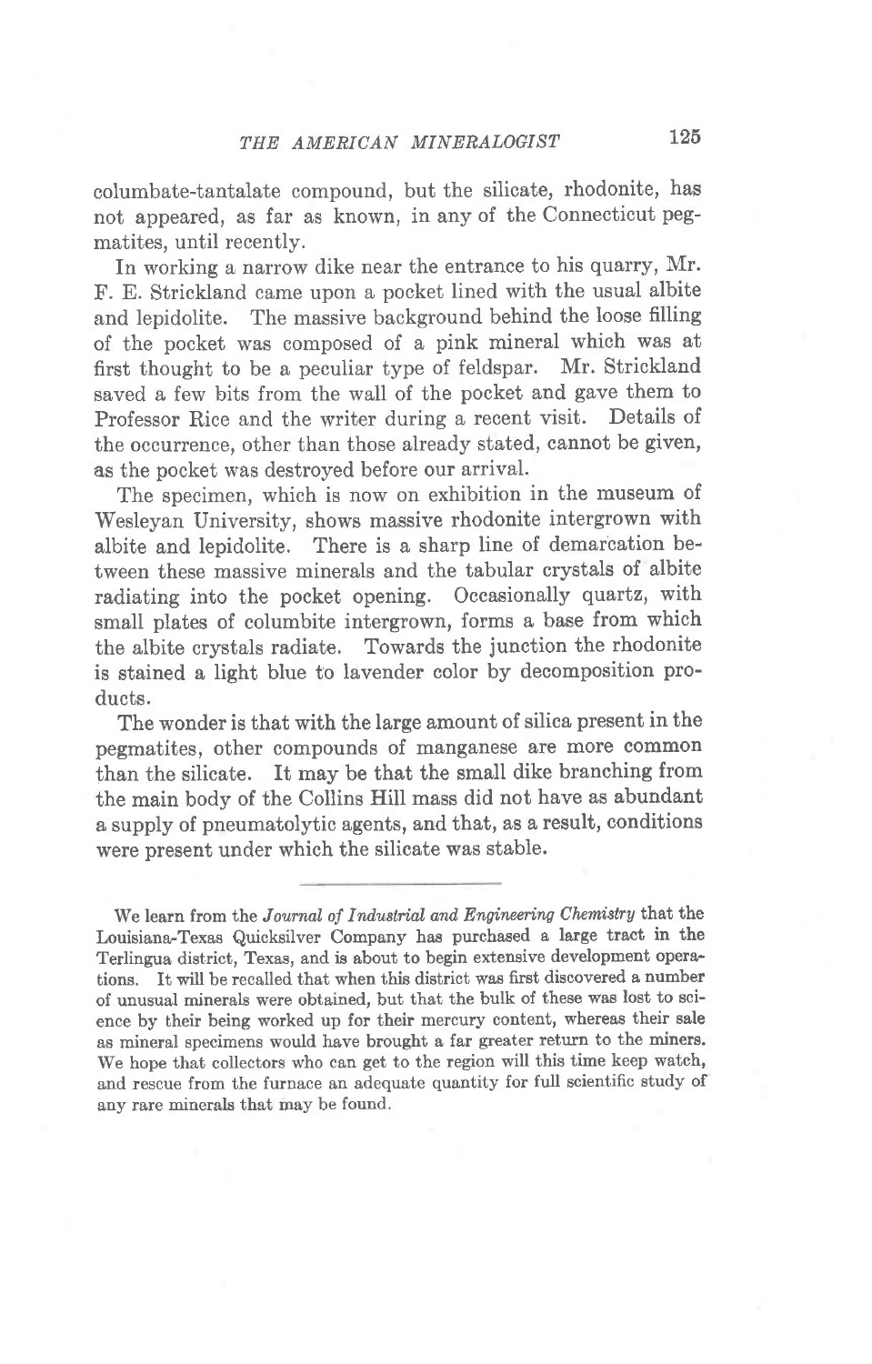columbate-tantalate compound, but the silicate, rhodonite, has not appeared, as far as known, in any of the Connecticut pegmatites, until recently.

In working a narrow dike near the entrance to his quarry, Mr. F. E. Strickland came upon a pocket lined with the usual albite and lepidolite. The massive background behind the loose filling of the pocket was composed of a pink mineral which was at first thought to be a peculiar type of feldspar. Mr. Strickland saved a few bits from the wall of the pocket and gave them to Professor Rice and the writer during a recent visit. Details of the occurrence, other than those already stated, cannot be given, as the pocket was destroyed before our arrival.

The specimen, which is now on exhibition in the museum of Wesleyan University, shows massive rhodonite intergrown with albite and lepidolite. There is a sharp line of demarcation between these massive minerals and the tabular crystals of albite radiating into the pocket opening. Occasionally quartz, with small plates of columbite intergrown, forms a base from which the albite crystals radiate. Towards the junction the rhodonite is stained a light blue to lavender color by decomposition products.

The wonder is that with the large amount of silica present in the pegmatites, other compounds of manganese are more common than the silicate. It may be that the small dike branching from the main body of the Collins Hill mass did not have as abundant a supply of pneumatolytic agents, and that, as a result, conditions were present under which the silicate was stable.

---

We learn from the *Journal of Industrial and Engineering Chemistry* that the Louisiana-Texas Quicksilver Company has purchased a large tract in the Terlingua district, Texas, and is about to begin extensive development operations. It will be recalled that when this district was first discovered a number of unusual minerals were obtained, but that the bulk of these was lost to science by their being worked up for their mercury content, whereas their sale as mineral specimens would have brought a far greater return to the miners. We hope that collectors who can get to the region will this time keep watch, and rescue from the furnace an adequate quantity for full scientific study of any rare minerals that may be found.